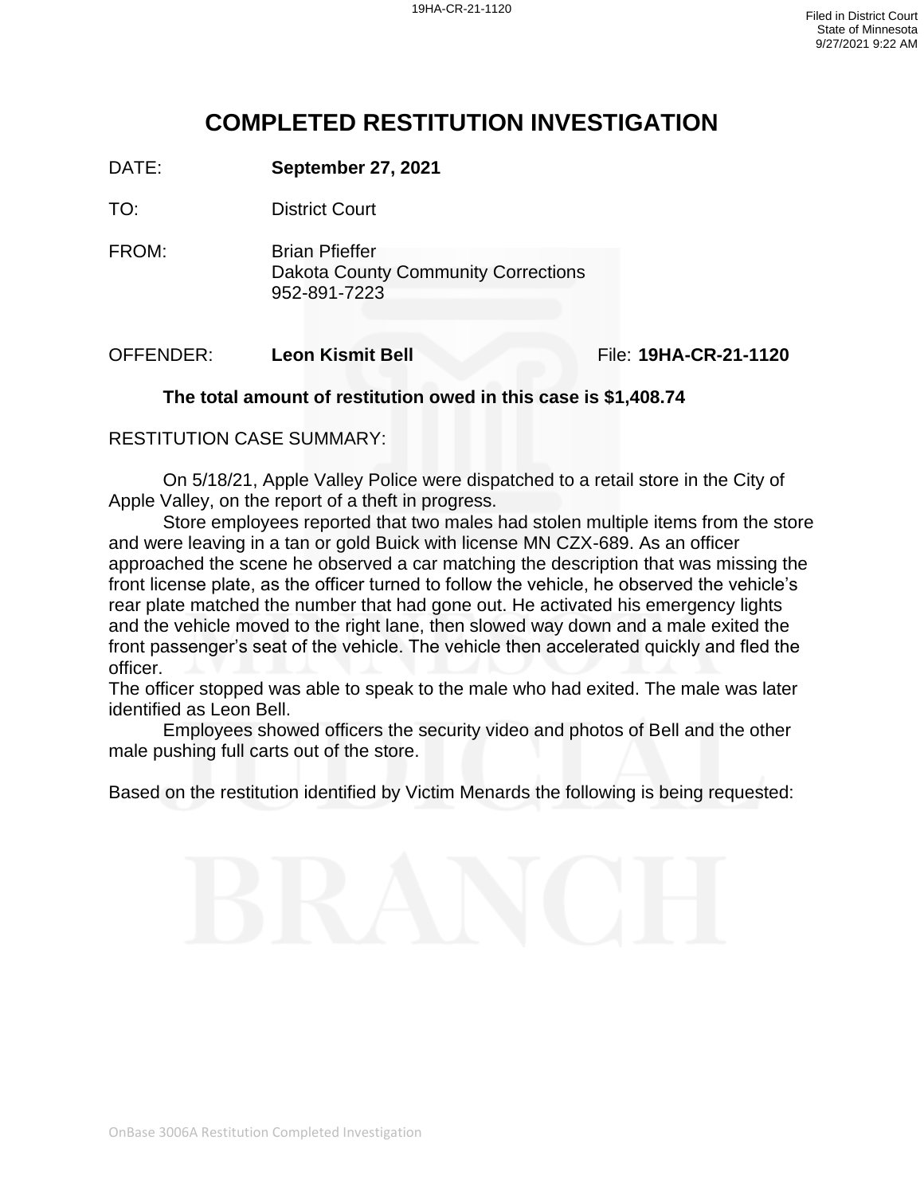# COMPLETED RESTITUTION INVESTIGATION

DATE: **September 27, 2021**

TO: District Court

FROM: Brian Pfieffer
Dakota County Community Corrections
952-891-7223

OFFENDER: **Leon Kismit Bell** File: **19HA-CR-21-1120**

**The total amount of restitution owed in this case is $1,408.74**

RESTITUTION CASE SUMMARY:

On 5/18/21, Apple Valley Police were dispatched to a retail store in the City of Apple Valley, on the report of a theft in progress.

Store employees reported that two males had stolen multiple items from the store and were leaving in a tan or gold Buick with license MN CZX-689. As an officer approached the scene he observed a car matching the description that was missing the front license plate, as the officer turned to follow the vehicle, he observed the vehicle's rear plate matched the number that had gone out. He activated his emergency lights and the vehicle moved to the right lane, then slowed way down and a male exited the front passenger's seat of the vehicle. The vehicle then accelerated quickly and fled the officer.

The officer stopped was able to speak to the male who had exited. The male was later identified as Leon Bell.

Employees showed officers the security video and photos of Bell and the other male pushing full carts out of the store.

Based on the restitution identified by Victim Menards the following is being requested: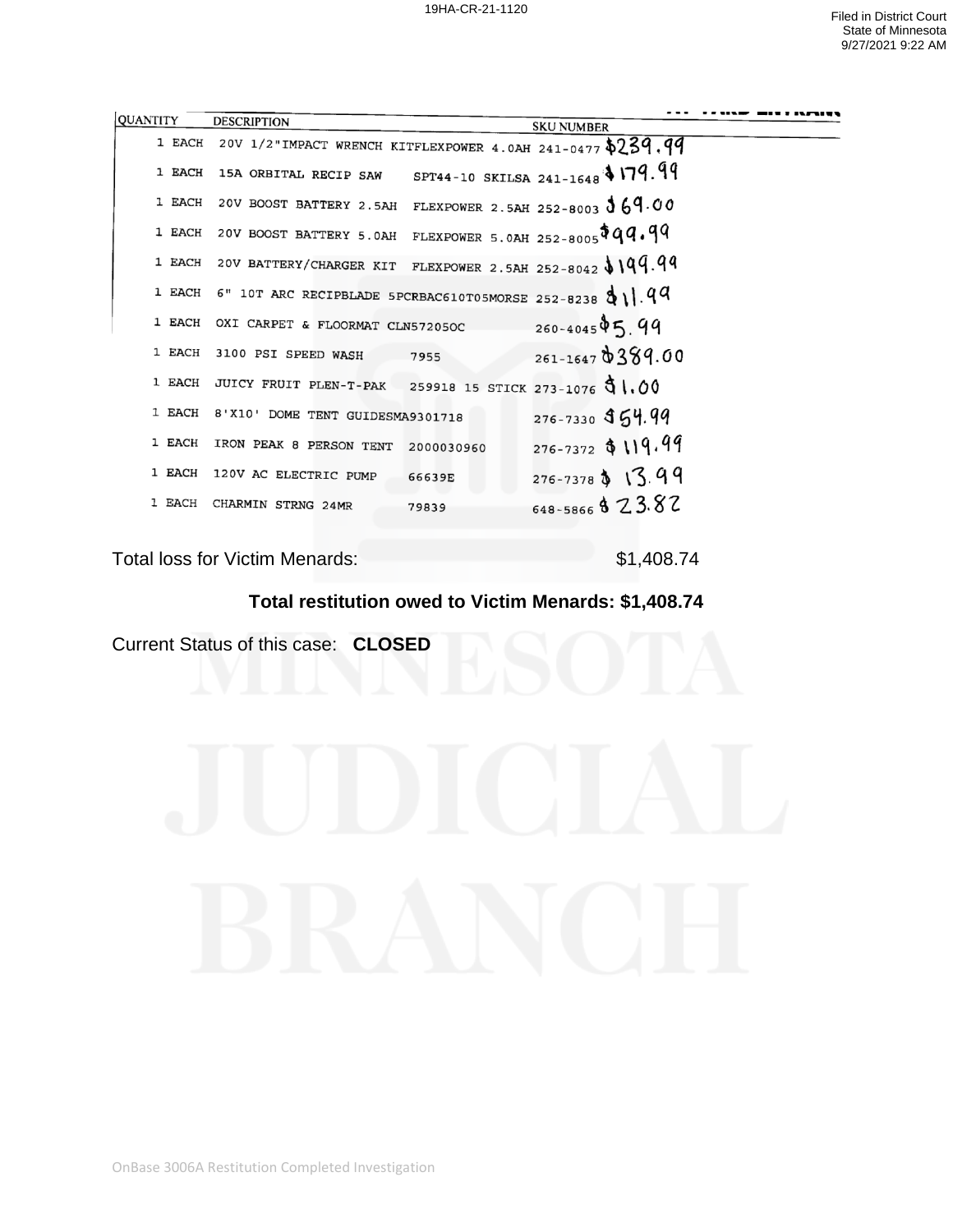| QUANTITY | DESCRIPTION | | SKU NUMBER | |
| --- | --- | --- | --- | --- |
| 1 EACH | 20V 1/2"IMPACT WRENCH KIT | FLEXPOWER 4.0AH | 241-0477 | $239.99 |
| 1 EACH | 15A ORBITAL RECIP SAW | SPT44-10 SKILSA | 241-1648 | $179.99 |
| 1 EACH | 20V BOOST BATTERY 2.5AH | FLEXPOWER 2.5AH | 252-8003 | $69.00 |
| 1 EACH | 20V BOOST BATTERY 5.0AH | FLEXPOWER 5.0AH | 252-8005 | $99.99 |
| 1 EACH | 20V BATTERY/CHARGER KIT | FLEXPOWER 2.5AH | 252-8042 | $199.99 |
| 1 EACH | 6" 10T ARC RECIPBLADE | 5PCRBAC610T05MORSE | 252-8238 | $11.99 |
| 1 EACH | OXI CARPET & FLOORMAT | CLN572050C | 260-4045 | $5.99 |
| 1 EACH | 3100 PSI SPEED WASH | 7955 | 261-1647 | $389.00 |
| 1 EACH | JUICY FRUIT PLEN-T-PAK | 259918 15 STICK | 273-1076 | $1.00 |
| 1 EACH | 8'X10' DOME TENT | GUIDESMA9301718 | 276-7330 | $54.99 |
| 1 EACH | IRON PEAK 8 PERSON TENT | 2000030960 | 276-7372 | $119.99 |
| 1 EACH | 120V AC ELECTRIC PUMP | 66639E | 276-7378 | $13.99 |
| 1 EACH | CHARMIN STRNG 24MR | 79839 | 648-5866 | $23.82 |

Total loss for Victim Menards: $1,408.74

**Total restitution owed to Victim Menards: $1,408.74**

Current Status of this case: **CLOSED**